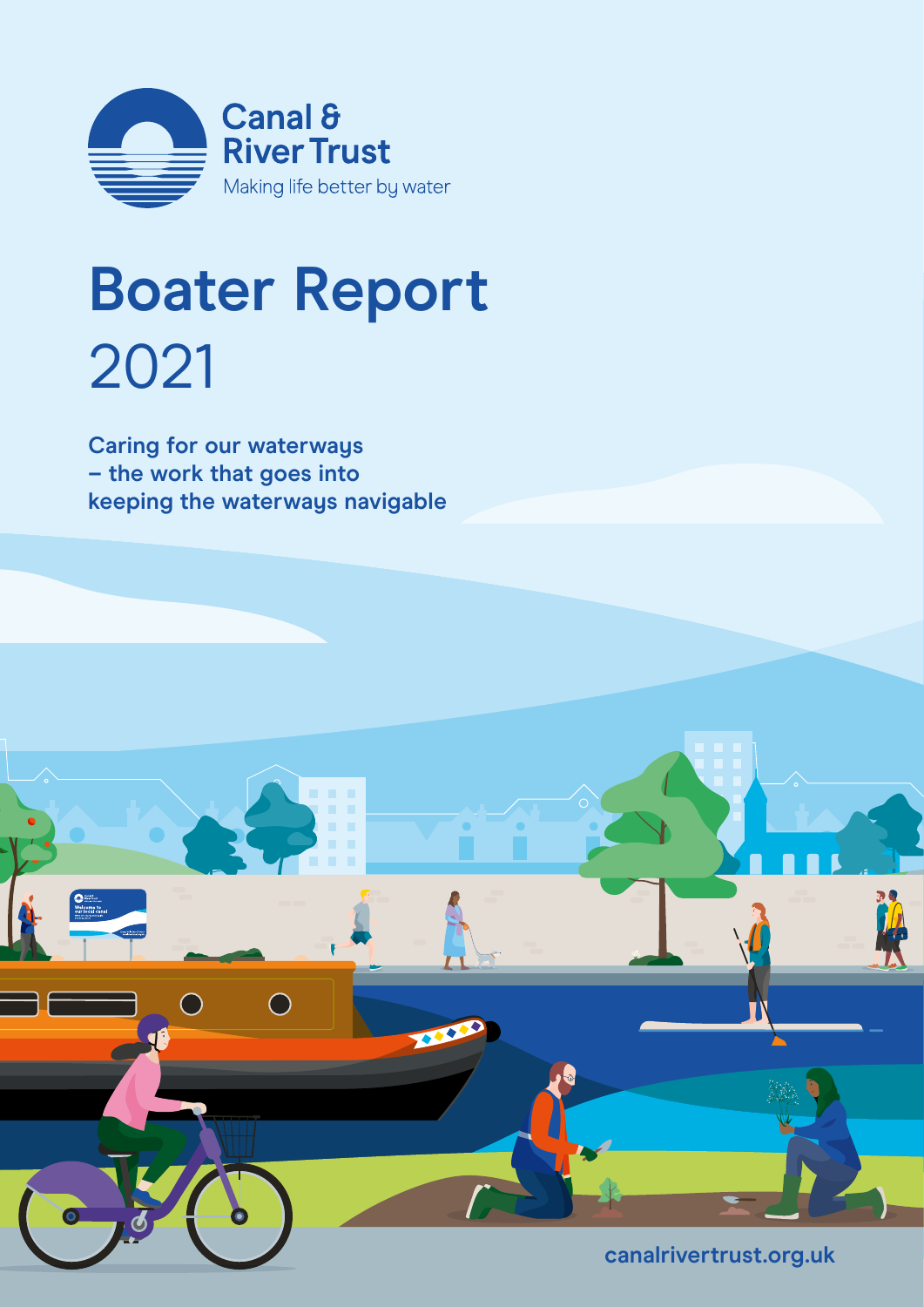Canal & River Trust

Making life better by water

# Boater Report 2021

**Caring for our waterways – the work that goes into keeping the waterways navigable**

canalrivertrust.org.uk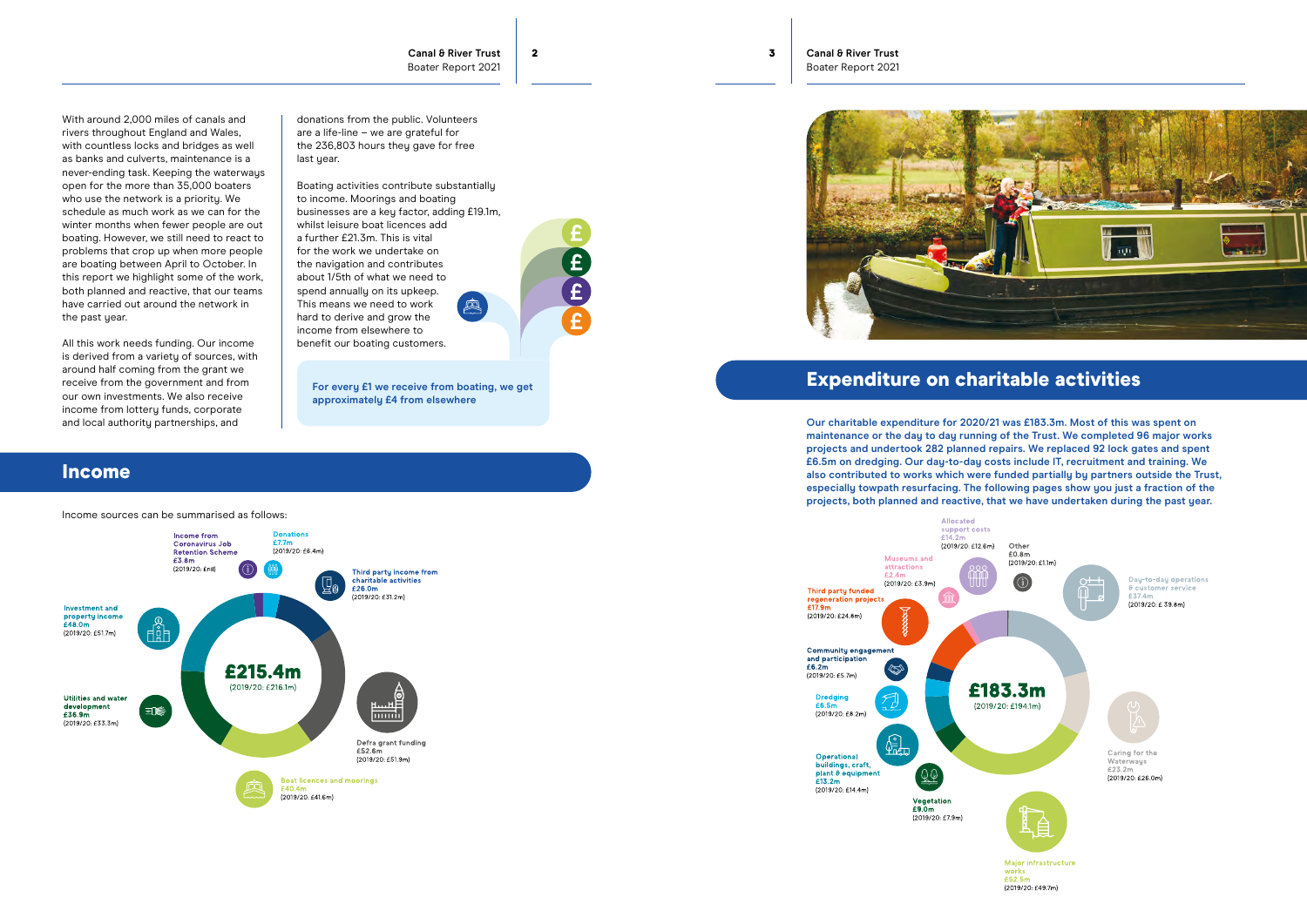With around 2,000 miles of canals and rivers throughout England and Wales, with countless locks and bridges as well as banks and culverts, maintenance is a never-ending task. Keeping the waterways open for the more than 35,000 boaters who use the network is a priority. We schedule as much work as we can for the winter months when fewer people are out boating. However, we still need to react to problems that crop up when more people are boating between April to October. In this report we highlight some of the work, both planned and reactive, that our teams have carried out around the network in the past year.

All this work needs funding. Our income is derived from a variety of sources, with around half coming from the grant we receive from the government and from our own investments. We also receive income from lottery funds, corporate and local authority partnerships, and donations from the public. Volunteers are a life-line – we are grateful for the 236,803 hours they gave for free last year.

Boating activities contribute substantially to income. Moorings and boating businesses are a key factor, adding £19.1m, whilst leisure boat licences add a further £21.3m. This is vital for the work we undertake on the navigation and contributes about 1/5th of what we need to spend annually on its upkeep. This means we need to work hard to derive and grow the income from elsewhere to benefit our boating customers.

**For every £1 we receive from boating, we get approximately £4 from elsewhere**

## Income

Income sources can be summarised as follows:

**£215.4m** (2019/20: £216.1m)

| Source | 2020/21 | 2019/20 |
| --- | --- | --- |
| Income from Coronavirus Job Retention Scheme | £3.8m | £nil |
| Donations | £7.7m | £6.4m |
| Third party income from charitable activities | £26.0m | £31.2m |
| Defra grant funding | £52.6m | £51.9m |
| Boat licences and moorings | £40.4m | £41.6m |
| Utilities and water development | £36.9m | £33.3m |
| Investment and property income | £48.0m | £51.7m |

## Expenditure on charitable activities

**Our charitable expenditure for 2020/21 was £183.3m. Most of this was spent on maintenance or the day to day running of the Trust. We completed 96 major works projects and undertook 282 planned repairs. We replaced 92 lock gates and spent £6.5m on dredging. Our day-to-day costs include IT, recruitment and training. We also contributed to works which were funded partially by partners outside the Trust, especially towpath resurfacing. The following pages show you just a fraction of the projects, both planned and reactive, that we have undertaken during the past year.**

**£183.3m** (2019/20: £194.1m)

| Category | 2020/21 | 2019/20 |
| --- | --- | --- |
| Allocated support costs | £14.2m | £12.6m |
| Other | £0.8m | £1.1m |
| Day-to-day operations & customer service | £37.4m | £39.8m |
| Caring for the Waterways | £23.2m | £26.0m |
| Major infrastructure works | £52.5m | £49.7m |
| Vegetation | £9.0m | £7.9m |
| Operational buildings, craft, plant & equipment | £13.2m | £14.4m |
| Dredging | £6.5m | £8.2m |
| Community engagement and participation | £6.2m | £5.7m |
| Third party funded regeneration projects | £17.9m | £24.8m |
| Museums and attractions | £2.4m | £3.9m |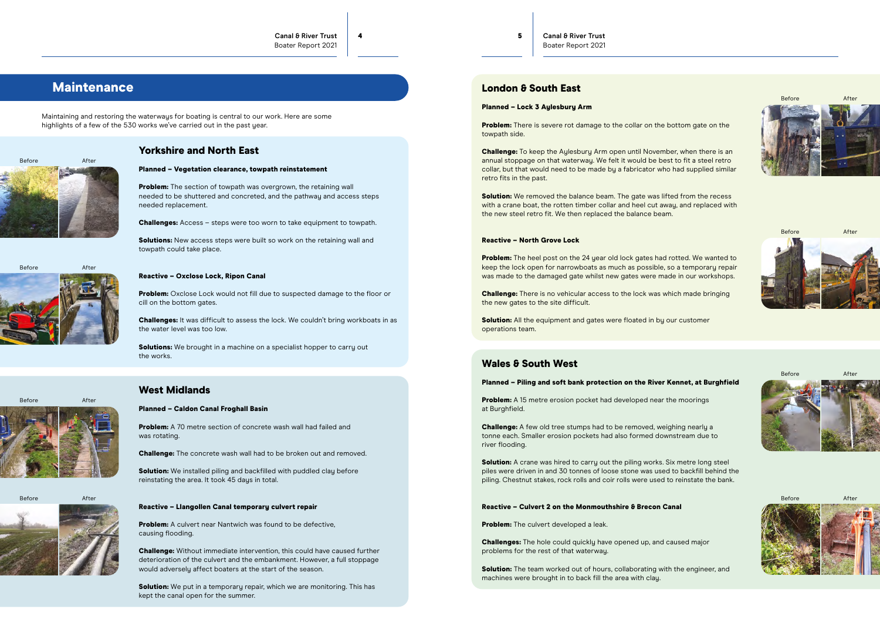# Maintenance

Maintaining and restoring the waterways for boating is central to our work. Here are some highlights of a few of the 530 works we've carried out in the past year.

## Yorkshire and North East

**Planned – Vegetation clearance, towpath reinstatement**

**Problem:** The section of towpath was overgrown, the retaining wall needed to be shuttered and concreted, and the pathway and access steps needed replacement.

**Challenges:** Access – steps were too worn to take equipment to towpath.

**Solutions:** New access steps were built so work on the retaining wall and towpath could take place.

**Reactive – Oxclose Lock, Ripon Canal**

**Problem:** Oxclose Lock would not fill due to suspected damage to the floor or cill on the bottom gates.

**Challenges:** It was difficult to assess the lock. We couldn't bring workboats in as the water level was too low.

**Solutions:** We brought in a machine on a specialist hopper to carry out the works.

## West Midlands

**Planned – Caldon Canal Froghall Basin**

**Problem:** A 70 metre section of concrete wash wall had failed and was rotating.

**Challenge:** The concrete wash wall had to be broken out and removed.

**Solution:** We installed piling and backfilled with puddled clay before reinstating the area. It took 45 days in total.

**Reactive – Llangollen Canal temporary culvert repair**

**Problem:** A culvert near Nantwich was found to be defective, causing flooding.

**Challenge:** Without immediate intervention, this could have caused further deterioration of the culvert and the embankment. However, a full stoppage would adversely affect boaters at the start of the season.

**Solution:** We put in a temporary repair, which we are monitoring. This has kept the canal open for the summer.

## London & South East

**Planned – Lock 3 Aylesbury Arm**

**Problem:** There is severe rot damage to the collar on the bottom gate on the towpath side.

**Challenge:** To keep the Aylesbury Arm open until November, when there is an annual stoppage on that waterway. We felt it would be best to fit a steel retro collar, but that would need to be made by a fabricator who had supplied similar retro fits in the past.

**Solution:** We removed the balance beam. The gate was lifted from the recess with a crane boat, the rotten timber collar and heel cut away, and replaced with the new steel retro fit. We then replaced the balance beam.

**Reactive – North Grove Lock**

**Problem:** The heel post on the 24 year old lock gates had rotted. We wanted to keep the lock open for narrowboats as much as possible, so a temporary repair was made to the damaged gate whilst new gates were made in our workshops.

**Challenge:** There is no vehicular access to the lock was which made bringing the new gates to the site difficult.

**Solution:** All the equipment and gates were floated in by our customer operations team.

## Wales & South West

**Planned – Piling and soft bank protection on the River Kennet, at Burghfield**

**Problem:** A 15 metre erosion pocket had developed near the moorings at Burghfield.

**Challenge:** A few old tree stumps had to be removed, weighing nearly a tonne each. Smaller erosion pockets had also formed downstream due to river flooding.

**Solution:** A crane was hired to carry out the piling works. Six metre long steel piles were driven in and 30 tonnes of loose stone was used to backfill behind the piling. Chestnut stakes, rock rolls and coir rolls were used to reinstate the bank.

**Reactive – Culvert 2 on the Monmouthshire & Brecon Canal**

**Problem:** The culvert developed a leak.

**Challenges:** The hole could quickly have opened up, and caused major problems for the rest of that waterway.

**Solution:** The team worked out of hours, collaborating with the engineer, and machines were brought in to back fill the area with clay.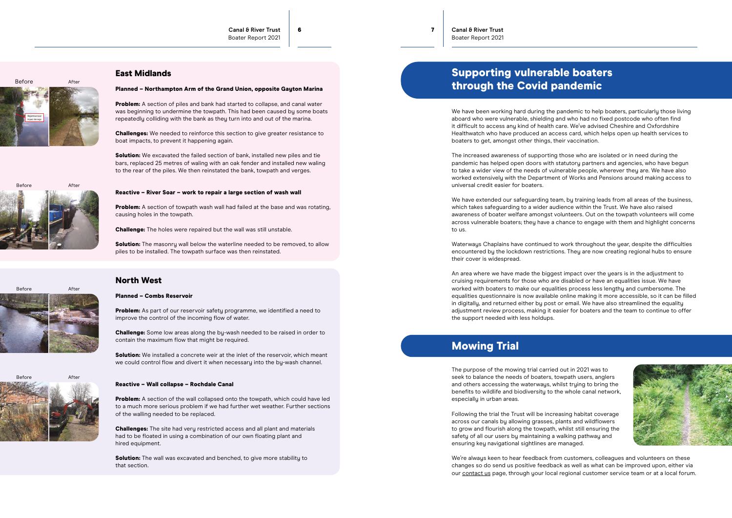## East Midlands

**Planned – Northampton Arm of the Grand Union, opposite Gayton Marina**

Before After

**Problem:** A section of piles and bank had started to collapse, and canal water was beginning to undermine the towpath. This had been caused by some boats repeatedly colliding with the bank as they turn into and out of the marina.

**Challenges:** We needed to reinforce this section to give greater resistance to boat impacts, to prevent it happening again.

**Solution:** We excavated the failed section of bank, installed new piles and tie bars, replaced 25 metres of waling with an oak fender and installed new waling to the rear of the piles. We then reinstated the bank, towpath and verges.

**Reactive – River Soar – work to repair a large section of wash wall**

Before After

**Problem:** A section of towpath wash wall had failed at the base and was rotating, causing holes in the towpath.

**Challenge:** The holes were repaired but the wall was still unstable.

**Solution:** The masonry wall below the waterline needed to be removed, to allow piles to be installed. The towpath surface was then reinstated.

## North West

**Planned – Combs Reservoir**

Before After

**Problem:** As part of our reservoir safety programme, we identified a need to improve the control of the incoming flow of water.

**Challenge:** Some low areas along the by-wash needed to be raised in order to contain the maximum flow that might be required.

**Solution:** We installed a concrete weir at the inlet of the reservoir, which meant we could control flow and divert it when necessary into the by-wash channel.

**Reactive – Wall collapse – Rochdale Canal**

Before After

**Problem:** A section of the wall collapsed onto the towpath, which could have led to a much more serious problem if we had further wet weather. Further sections of the walling needed to be replaced.

**Challenges:** The site had very restricted access and all plant and materials had to be floated in using a combination of our own floating plant and hired equipment.

**Solution:** The wall was excavated and benched, to give more stability to that section.

## Supporting vulnerable boaters through the Covid pandemic

We have been working hard during the pandemic to help boaters, particularly those living aboard who were vulnerable, shielding and who had no fixed postcode who often find it difficult to access any kind of health care. We've advised Cheshire and Oxfordshire Healthwatch who have produced an access card, which helps open up health services to boaters to get, amongst other things, their vaccination.

The increased awareness of supporting those who are isolated or in need during the pandemic has helped open doors with statutory partners and agencies, who have begun to take a wider view of the needs of vulnerable people, wherever they are. We have also worked extensively with the Department of Works and Pensions around making access to universal credit easier for boaters.

We have extended our safeguarding team, by training leads from all areas of the business, which takes safeguarding to a wider audience within the Trust. We have also raised awareness of boater welfare amongst volunteers. Out on the towpath volunteers will come across vulnerable boaters; they have a chance to engage with them and highlight concerns to us.

Waterways Chaplains have continued to work throughout the year, despite the difficulties encountered by the lockdown restrictions. They are now creating regional hubs to ensure their cover is widespread.

An area where we have made the biggest impact over the years is in the adjustment to cruising requirements for those who are disabled or have an equalities issue. We have worked with boaters to make our equalities process less lengthy and cumbersome. The equalities questionnaire is now available online making it more accessible, so it can be filled in digitally, and returned either by post or email. We have also streamlined the equality adjustment review process, making it easier for boaters and the team to continue to offer the support needed with less holdups.

## Mowing Trial

The purpose of the mowing trial carried out in 2021 was to seek to balance the needs of boaters, towpath users, anglers and others accessing the waterways, whilst trying to bring the benefits to wildlife and biodiversity to the whole canal network, especially in urban areas.

Following the trial the Trust will be increasing habitat coverage across our canals by allowing grasses, plants and wildflowers to grow and flourish along the towpath, whilst still ensuring the safety of all our users by maintaining a walking pathway and ensuring key navigational sightlines are managed.

We're always keen to hear feedback from customers, colleagues and volunteers on these changes so do send us positive feedback as well as what can be improved upon, either via our contact us page, through your local regional customer service team or at a local forum.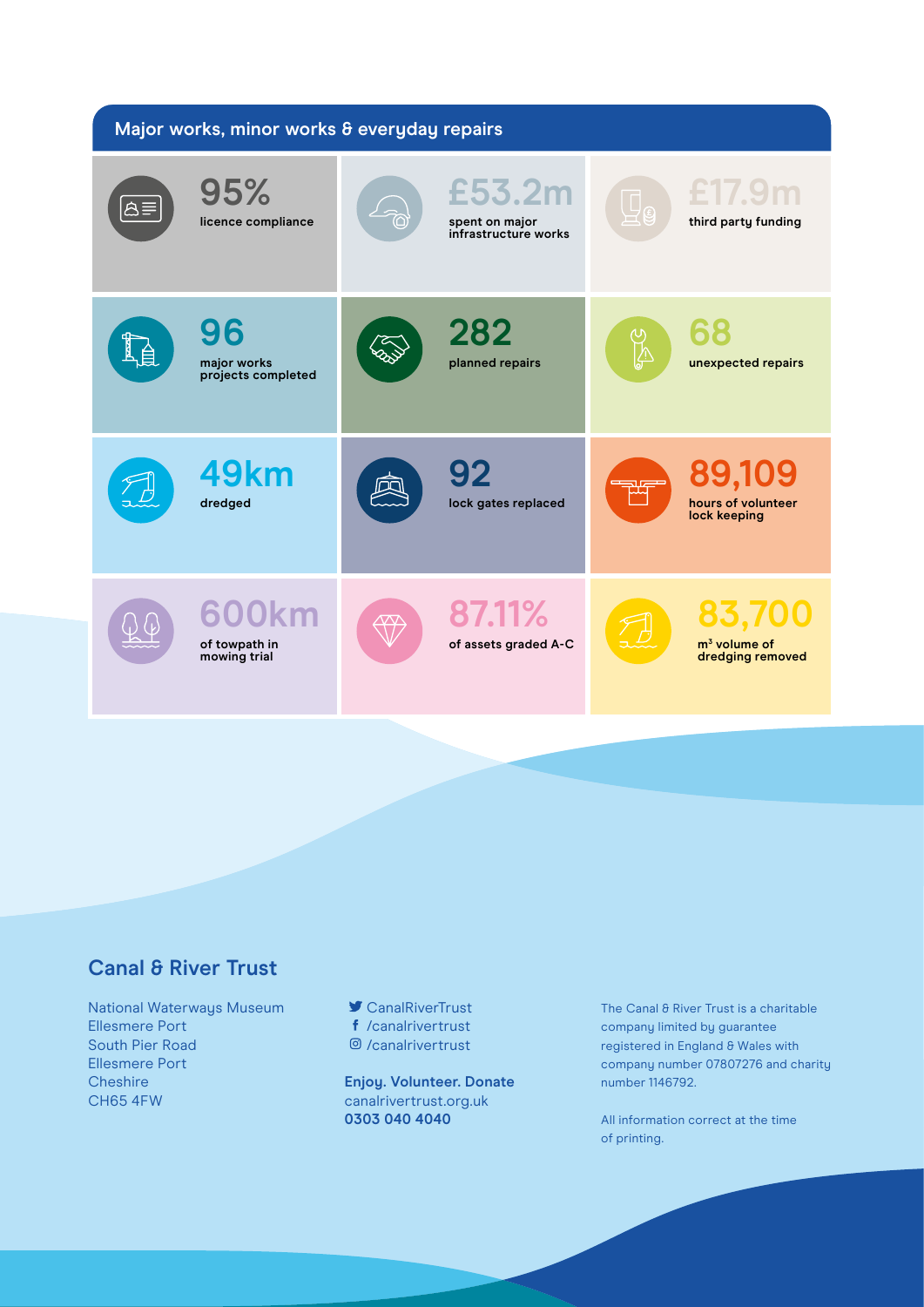## Major works, minor works & everyday repairs

**95%**
licence compliance

**£53.2m**
spent on major infrastructure works

**£17.9m**
third party funding

**96**
major works projects completed

**282**
planned repairs

**68**
unexpected repairs

**49km**
dredged

**92**
lock gates replaced

**89,109**
hours of volunteer lock keeping

**600km**
of towpath in mowing trial

**87.11%**
of assets graded A-C

**83,700**
$m^3$ volume of dredging removed

## Canal & River Trust

National Waterways Museum
Ellesmere Port
South Pier Road
Ellesmere Port
Cheshire
CH65 4FW

CanalRiverTrust
/canalrivertrust
/canalrivertrust

**Enjoy. Volunteer. Donate**
canalrivertrust.org.uk
**0303 040 4040**

The Canal & River Trust is a charitable company limited by guarantee registered in England & Wales with company number 07807276 and charity number 1146792.

All information correct at the time of printing.